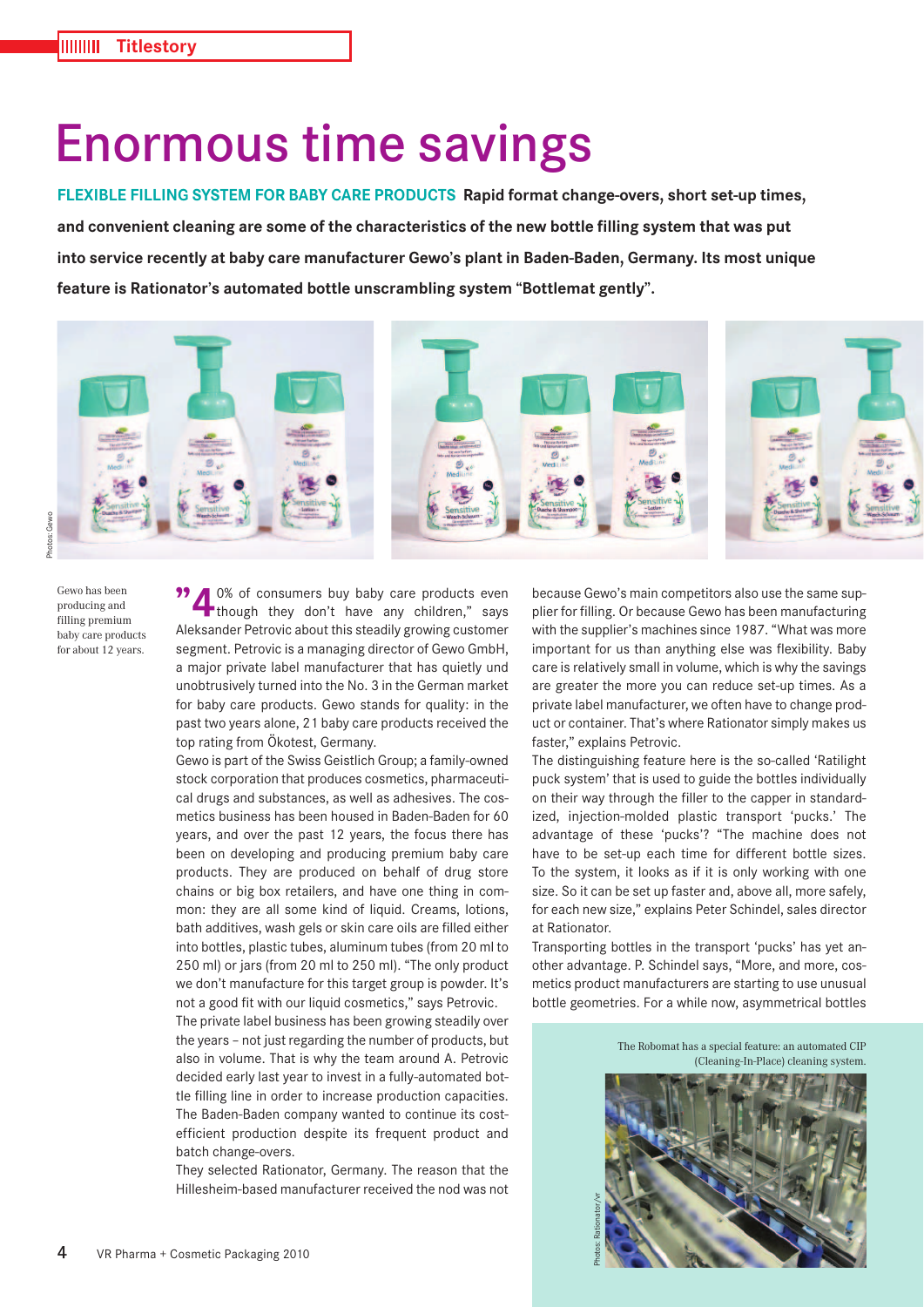Titlestory

# Enormous time savings

**FLEXIBLE FILLING SYSTEM FOR BABY CARE PRODUCTS Rapid format change-overs, short set-up times, and convenient cleaning are some of the characteristics of the new bottle filling system that was put into service recently at baby care manufacturer Gewo's plant in Baden-Baden, Germany. Its most unique feature is Rationator's automated bottle unscrambling system "Bottlemat gently".**

Photos: Gewo

Gewo has been producing and filling premium baby care products for about 12 years.

"40% of consumers buy baby care products even though they don't have any children," says Aleksander Petrovic about this steadily growing customer segment. Petrovic is a managing director of Gewo GmbH, a major private label manufacturer that has quietly und unobtrusively turned into the No. 3 in the German market for baby care products. Gewo stands for quality: in the past two years alone, 21 baby care products received the top rating from Ökotest, Germany.

Gewo is part of the Swiss Geistlich Group; a family-owned stock corporation that produces cosmetics, pharmaceutical drugs and substances, as well as adhesives. The cosmetics business has been housed in Baden-Baden for 60 years, and over the past 12 years, the focus there has been on developing and producing premium baby care products. They are produced on behalf of drug store chains or big box retailers, and have one thing in common: they are all some kind of liquid. Creams, lotions, bath additives, wash gels or skin care oils are filled either into bottles, plastic tubes, aluminum tubes (from 20 ml to 250 ml) or jars (from 20 ml to 250 ml). "The only product we don't manufacture for this target group is powder. It's not a good fit with our liquid cosmetics," says Petrovic.

The private label business has been growing steadily over the years – not just regarding the number of products, but also in volume. That is why the team around A. Petrovic decided early last year to invest in a fully-automated bottle filling line in order to increase production capacities. The Baden-Baden company wanted to continue its cost-efficient production despite its frequent product and batch change-overs.

They selected Rationator, Germany. The reason that the Hillesheim-based manufacturer received the nod was not because Gewo's main competitors also use the same supplier for filling. Or because Gewo has been manufacturing with the supplier's machines since 1987. "What was more important for us than anything else was flexibility. Baby care is relatively small in volume, which is why the savings are greater the more you can reduce set-up times. As a private label manufacturer, we often have to change product or container. That's where Rationator simply makes us faster," explains Petrovic.

The distinguishing feature here is the so-called 'Ratilight puck system' that is used to guide the bottles individually on their way through the filler to the capper in standardized, injection-molded plastic transport 'pucks.' The advantage of these 'pucks'? "The machine does not have to be set-up each time for different bottle sizes. To the system, it looks as if it is only working with one size. So it can be set up faster and, above all, more safely, for each new size," explains Peter Schindel, sales director at Rationator.

Transporting bottles in the transport 'pucks' has yet another advantage. P. Schindel says, "More, and more, cosmetics product manufacturers are starting to use unusual bottle geometries. For a while now, asymmetrical bottles

The Robomat has a special feature: an automated CIP (Cleaning-In-Place) cleaning system.

Photos: Rationator/vr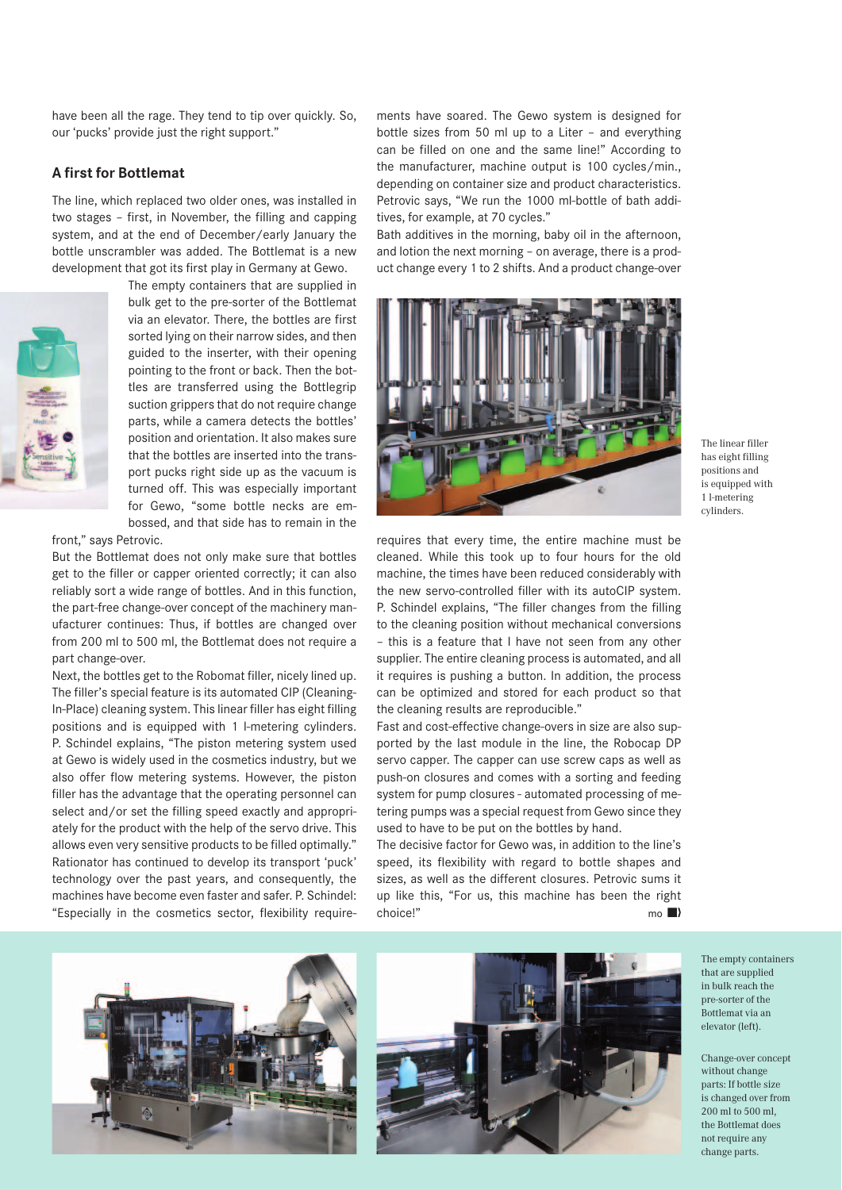have been all the rage. They tend to tip over quickly. So, our 'pucks' provide just the right support."

## A first for Bottlemat

The line, which replaced two older ones, was installed in two stages – first, in November, the filling and capping system, and at the end of December/early January the bottle unscrambler was added. The Bottlemat is a new development that got its first play in Germany at Gewo.

The empty containers that are supplied in bulk get to the pre-sorter of the Bottlemat via an elevator. There, the bottles are first sorted lying on their narrow sides, and then guided to the inserter, with their opening pointing to the front or back. Then the bottles are transferred using the Bottlegrip suction grippers that do not require change parts, while a camera detects the bottles' position and orientation. It also makes sure that the bottles are inserted into the transport pucks right side up as the vacuum is turned off. This was especially important for Gewo, "some bottle necks are embossed, and that side has to remain in the front," says Petrovic.

But the Bottlemat does not only make sure that bottles get to the filler or capper oriented correctly; it can also reliably sort a wide range of bottles. And in this function, the part-free change-over concept of the machinery manufacturer continues: Thus, if bottles are changed over from 200 ml to 500 ml, the Bottlemat does not require a part change-over.

Next, the bottles get to the Robomat filler, nicely lined up. The filler's special feature is its automated CIP (Cleaning-In-Place) cleaning system. This linear filler has eight filling positions and is equipped with 1 l-metering cylinders. P. Schindel explains, "The piston metering system used at Gewo is widely used in the cosmetics industry, but we also offer flow metering systems. However, the piston filler has the advantage that the operating personnel can select and/or set the filling speed exactly and appropriately for the product with the help of the servo drive. This allows even very sensitive products to be filled optimally."

Rationator has continued to develop its transport 'puck' technology over the past years, and consequently, the machines have become even faster and safer. P. Schindel: "Especially in the cosmetics sector, flexibility requirements have soared. The Gewo system is designed for bottle sizes from 50 ml up to a Liter – and everything can be filled on one and the same line!" According to the manufacturer, machine output is 100 cycles/min., depending on container size and product characteristics. Petrovic says, "We run the 1000 ml-bottle of bath additives, for example, at 70 cycles."

Bath additives in the morning, baby oil in the afternoon, and lotion the next morning – on average, there is a product change every 1 to 2 shifts. And a product change-over requires that every time, the entire machine must be cleaned. While this took up to four hours for the old machine, the times have been reduced considerably with the new servo-controlled filler with its autoCIP system. P. Schindel explains, "The filler changes from the filling to the cleaning position without mechanical conversions – this is a feature that I have not seen from any other supplier. The entire cleaning process is automated, and all it requires is pushing a button. In addition, the process can be optimized and stored for each product so that the cleaning results are reproducible."

The linear filler has eight filling positions and is equipped with 1 l-metering cylinders.

Fast and cost-effective change-overs in size are also supported by the last module in the line, the Robocap DP servo capper. The capper can use screw caps as well as push-on closures and comes with a sorting and feeding system for pump closures - automated processing of metering pumps was a special request from Gewo since they used to have to be put on the bottles by hand.

The decisive factor for Gewo was, in addition to the line's speed, its flexibility with regard to bottle shapes and sizes, as well as the different closures. Petrovic sums it up like this, "For us, this machine has been the right choice!"

mo

The empty containers that are supplied in bulk reach the pre-sorter of the Bottlemat via an elevator (left).

Change-over concept without change parts: If bottle size is changed over from 200 ml to 500 ml, the Bottlemat does not require any change parts.